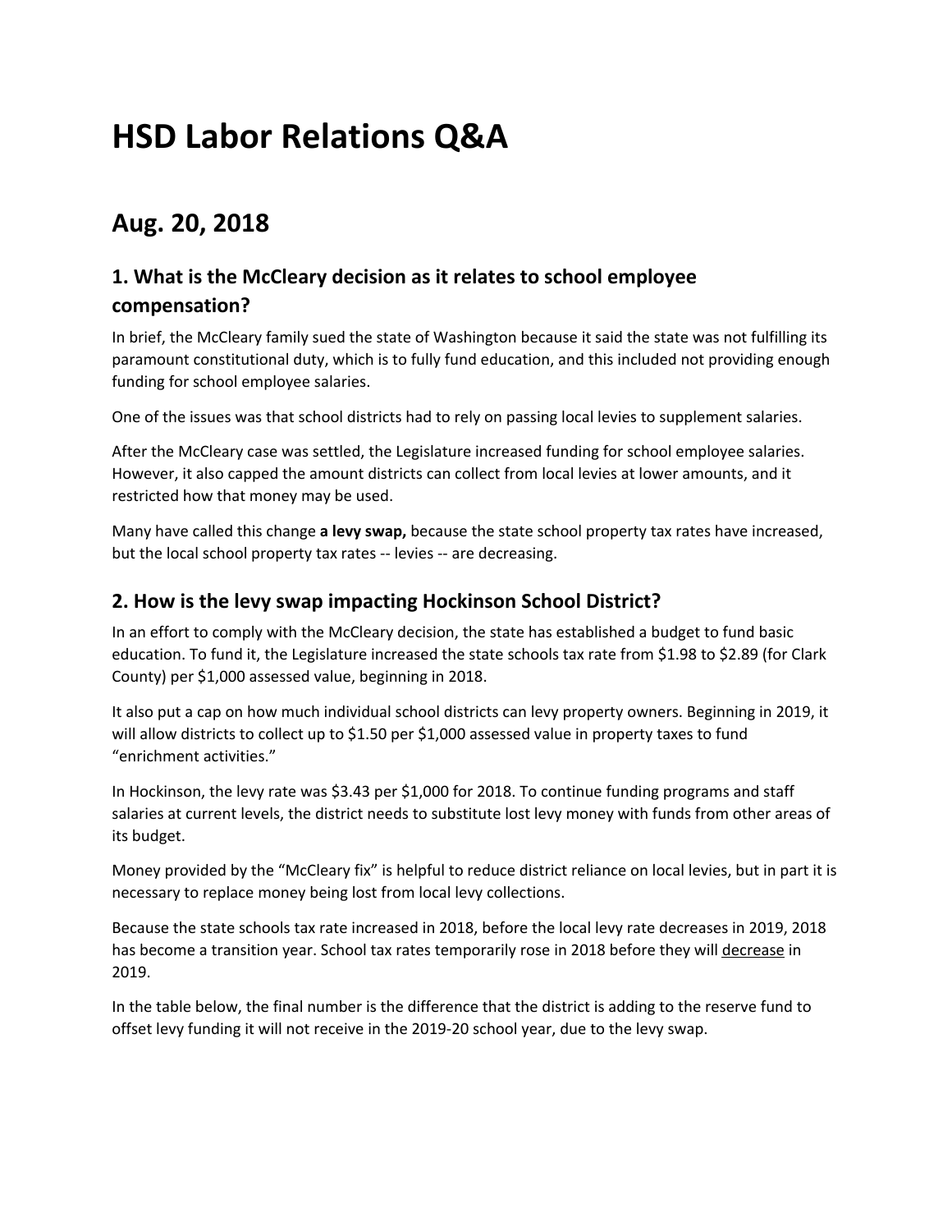# HSD Labor Relations Q&A

## Aug. 20, 2018

### 1. What is the McCleary decision as it relates to school employee compensation?

In brief, the McCleary family sued the state of Washington because it said the state was not fulfilling its paramount constitutional duty, which is to fully fund education, and this included not providing enough funding for school employee salaries.

One of the issues was that school districts had to rely on passing local levies to supplement salaries.

After the McCleary case was settled, the Legislature increased funding for school employee salaries. However, it also capped the amount districts can collect from local levies at lower amounts, and it restricted how that money may be used.

Many have called this change **a levy swap,** because the state school property tax rates have increased, but the local school property tax rates -- levies -- are decreasing.

### 2. How is the levy swap impacting Hockinson School District?

In an effort to comply with the McCleary decision, the state has established a budget to fund basic education. To fund it, the Legislature increased the state schools tax rate from $1.98 to $2.89 (for Clark County) per $1,000 assessed value, beginning in 2018.

It also put a cap on how much individual school districts can levy property owners. Beginning in 2019, it will allow districts to collect up to $1.50 per $1,000 assessed value in property taxes to fund "enrichment activities."

In Hockinson, the levy rate was $3.43 per $1,000 for 2018. To continue funding programs and staff salaries at current levels, the district needs to substitute lost levy money with funds from other areas of its budget.

Money provided by the "McCleary fix" is helpful to reduce district reliance on local levies, but in part it is necessary to replace money being lost from local levy collections.

Because the state schools tax rate increased in 2018, before the local levy rate decreases in 2019, 2018 has become a transition year. School tax rates temporarily rose in 2018 before they will <u>decrease</u> in 2019.

In the table below, the final number is the difference that the district is adding to the reserve fund to offset levy funding it will not receive in the 2019-20 school year, due to the levy swap.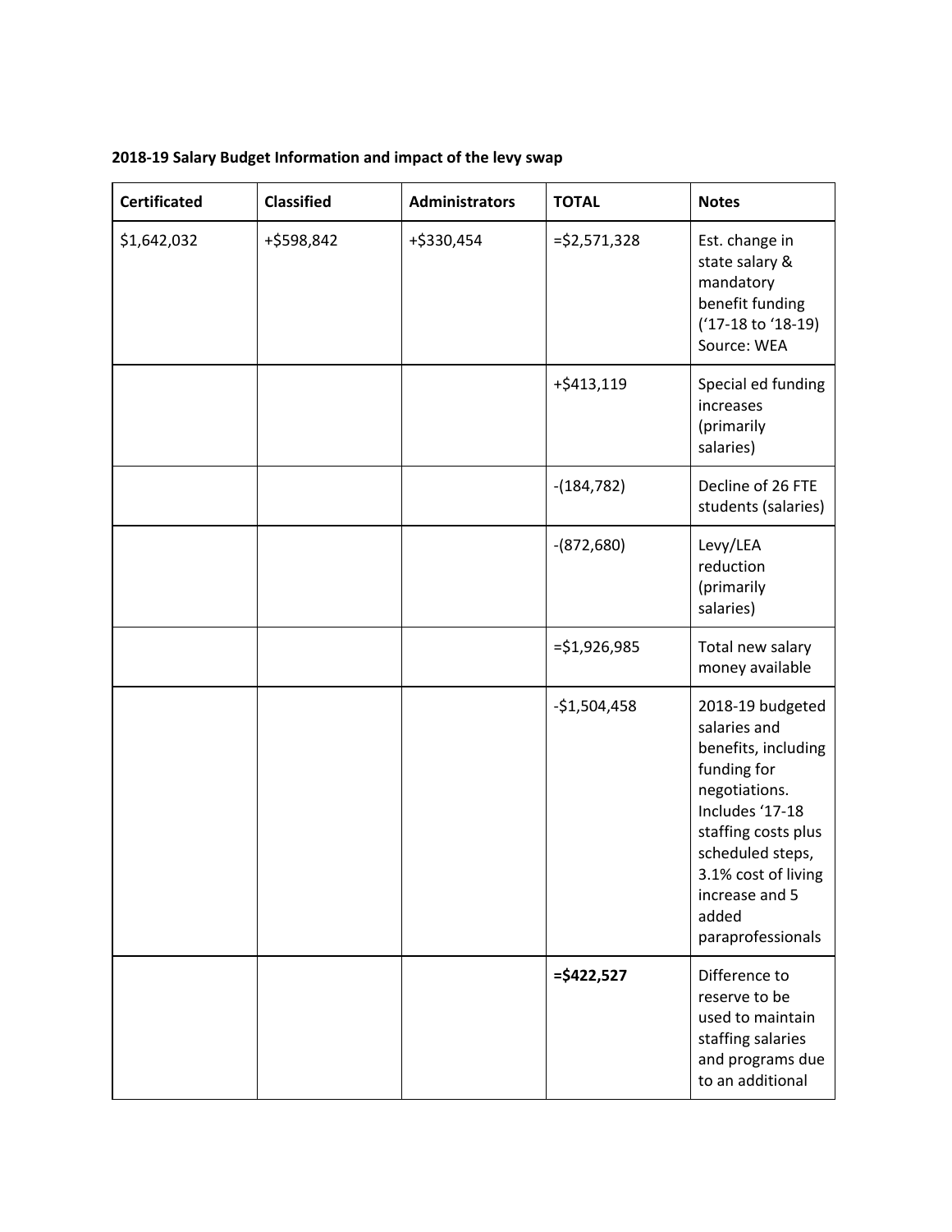**2018-19 Salary Budget Information and impact of the levy swap**

| **Certificated** | **Classified** | **Administrators** | **TOTAL** | **Notes** |
|---|---|---|---|---|
| $1,642,032 | +$598,842 | +$330,454 | =$2,571,328 | Est. change in state salary & mandatory benefit funding ('17-18 to '18-19) Source: WEA |
| | | | +$413,119 | Special ed funding increases (primarily salaries) |
| | | | -(184,782) | Decline of 26 FTE students (salaries) |
| | | | -(872,680) | Levy/LEA reduction (primarily salaries) |
| | | | =$1,926,985 | Total new salary money available |
| | | | -$1,504,458 | 2018-19 budgeted salaries and benefits, including funding for negotiations. Includes '17-18 staffing costs plus scheduled steps, 3.1% cost of living increase and 5 added paraprofessionals |
| | | | **=$422,527** | Difference to reserve to be used to maintain staffing salaries and programs due to an additional |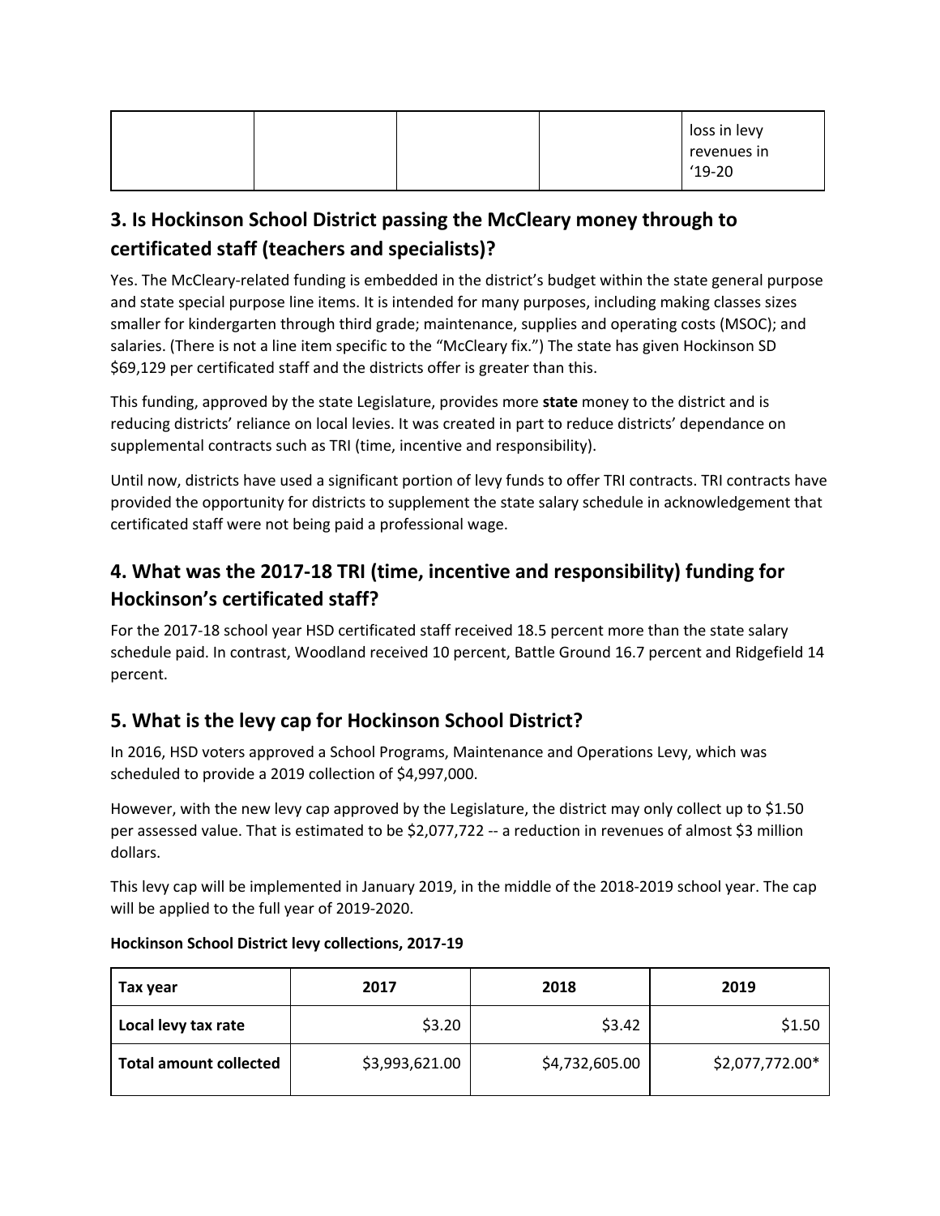| | | | | loss in levy revenues in '19-20 |
|---|---|---|---|---|

## 3. Is Hockinson School District passing the McCleary money through to certificated staff (teachers and specialists)?

Yes. The McCleary-related funding is embedded in the district's budget within the state general purpose and state special purpose line items. It is intended for many purposes, including making classes sizes smaller for kindergarten through third grade; maintenance, supplies and operating costs (MSOC); and salaries. (There is not a line item specific to the "McCleary fix.") The state has given Hockinson SD $69,129 per certificated staff and the districts offer is greater than this.

This funding, approved by the state Legislature, provides more **state** money to the district and is reducing districts' reliance on local levies. It was created in part to reduce districts' dependance on supplemental contracts such as TRI (time, incentive and responsibility).

Until now, districts have used a significant portion of levy funds to offer TRI contracts. TRI contracts have provided the opportunity for districts to supplement the state salary schedule in acknowledgement that certificated staff were not being paid a professional wage.

## 4. What was the 2017-18 TRI (time, incentive and responsibility) funding for Hockinson's certificated staff?

For the 2017-18 school year HSD certificated staff received 18.5 percent more than the state salary schedule paid. In contrast, Woodland received 10 percent, Battle Ground 16.7 percent and Ridgefield 14 percent.

## 5. What is the levy cap for Hockinson School District?

In 2016, HSD voters approved a School Programs, Maintenance and Operations Levy, which was scheduled to provide a 2019 collection of $4,997,000.

However, with the new levy cap approved by the Legislature, the district may only collect up to $1.50 per assessed value. That is estimated to be $2,077,722 -- a reduction in revenues of almost $3 million dollars.

This levy cap will be implemented in January 2019, in the middle of the 2018-2019 school year. The cap will be applied to the full year of 2019-2020.

**Hockinson School District levy collections, 2017-19**

| Tax year | 2017 | 2018 | 2019 |
|---|---|---|---|
| **Local levy tax rate** | $3.20 | $3.42 | $1.50 |
| **Total amount collected** | $3,993,621.00 | $4,732,605.00 | $2,077,772.00* |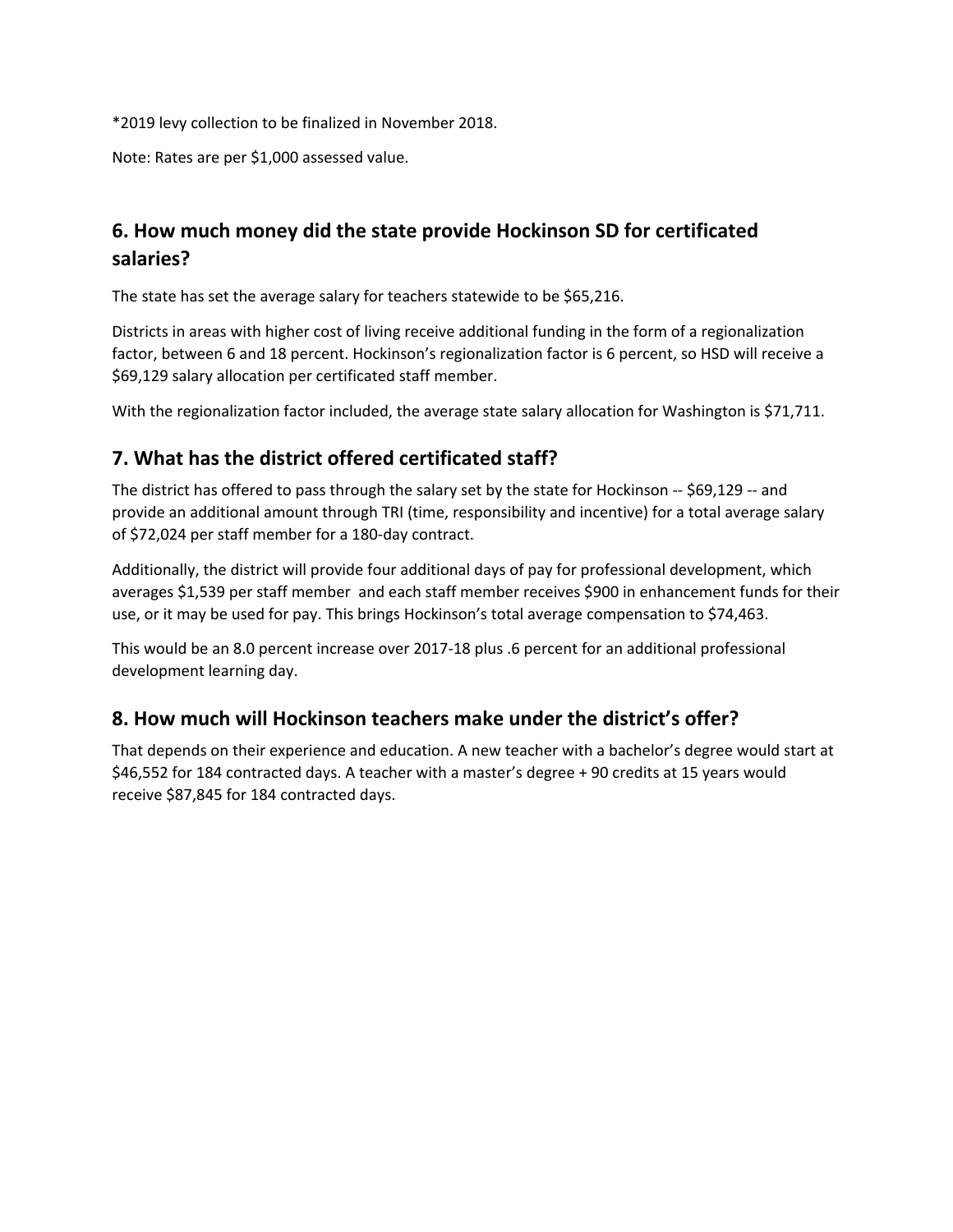*2019 levy collection to be finalized in November 2018.

Note: Rates are per $1,000 assessed value.

## 6. How much money did the state provide Hockinson SD for certificated salaries?

The state has set the average salary for teachers statewide to be $65,216.

Districts in areas with higher cost of living receive additional funding in the form of a regionalization factor, between 6 and 18 percent. Hockinson's regionalization factor is 6 percent, so HSD will receive a $69,129 salary allocation per certificated staff member.

With the regionalization factor included, the average state salary allocation for Washington is $71,711.

## 7. What has the district offered certificated staff?

The district has offered to pass through the salary set by the state for Hockinson -- $69,129 -- and provide an additional amount through TRI (time, responsibility and incentive) for a total average salary of $72,024 per staff member for a 180-day contract.

Additionally, the district will provide four additional days of pay for professional development, which averages $1,539 per staff member and each staff member receives $900 in enhancement funds for their use, or it may be used for pay. This brings Hockinson's total average compensation to $74,463.

This would be an 8.0 percent increase over 2017-18 plus .6 percent for an additional professional development learning day.

## 8. How much will Hockinson teachers make under the district's offer?

That depends on their experience and education. A new teacher with a bachelor's degree would start at $46,552 for 184 contracted days. A teacher with a master's degree + 90 credits at 15 years would receive $87,845 for 184 contracted days.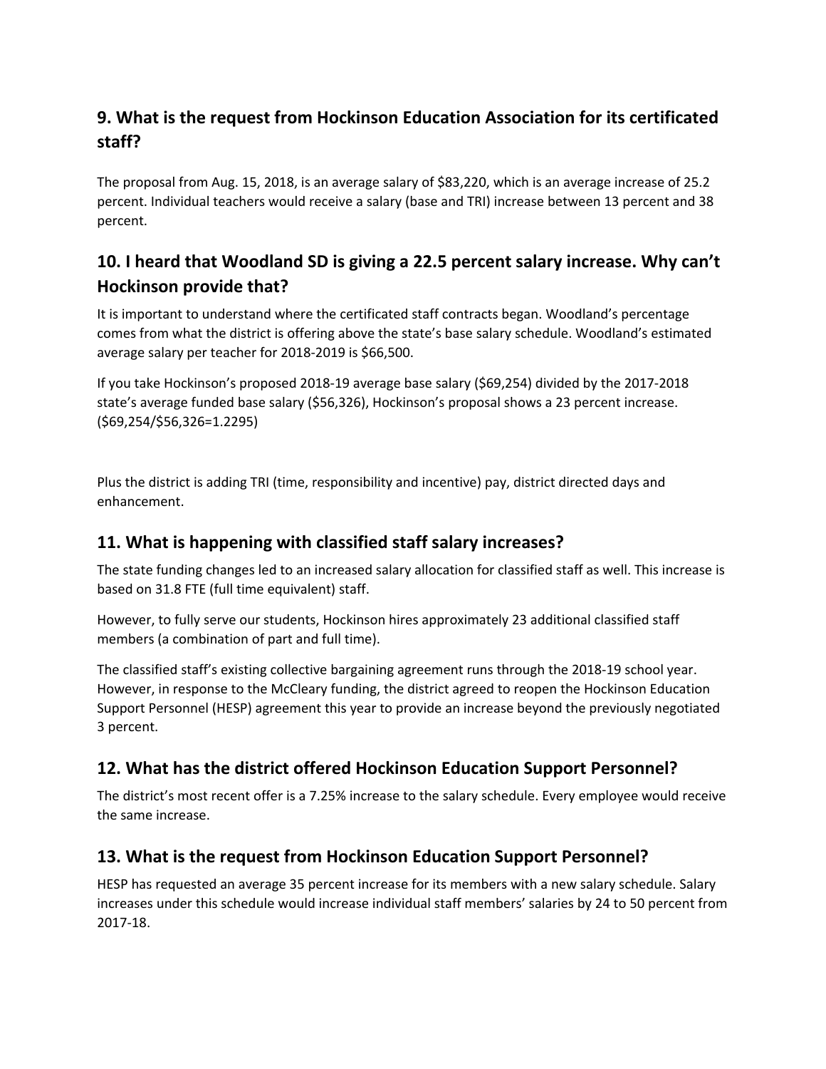## 9. What is the request from Hockinson Education Association for its certificated staff?

The proposal from Aug. 15, 2018, is an average salary of $83,220, which is an average increase of 25.2 percent. Individual teachers would receive a salary (base and TRI) increase between 13 percent and 38 percent.

## 10. I heard that Woodland SD is giving a 22.5 percent salary increase. Why can't Hockinson provide that?

It is important to understand where the certificated staff contracts began. Woodland's percentage comes from what the district is offering above the state's base salary schedule. Woodland's estimated average salary per teacher for 2018-2019 is $66,500.

If you take Hockinson's proposed 2018-19 average base salary ($69,254) divided by the 2017-2018 state's average funded base salary ($56,326), Hockinson's proposal shows a 23 percent increase. ($69,254/$56,326=1.2295)

Plus the district is adding TRI (time, responsibility and incentive) pay, district directed days and enhancement.

## 11. What is happening with classified staff salary increases?

The state funding changes led to an increased salary allocation for classified staff as well. This increase is based on 31.8 FTE (full time equivalent) staff.

However, to fully serve our students, Hockinson hires approximately 23 additional classified staff members (a combination of part and full time).

The classified staff's existing collective bargaining agreement runs through the 2018-19 school year. However, in response to the McCleary funding, the district agreed to reopen the Hockinson Education Support Personnel (HESP) agreement this year to provide an increase beyond the previously negotiated 3 percent.

## 12. What has the district offered Hockinson Education Support Personnel?

The district's most recent offer is a 7.25% increase to the salary schedule. Every employee would receive the same increase.

## 13. What is the request from Hockinson Education Support Personnel?

HESP has requested an average 35 percent increase for its members with a new salary schedule. Salary increases under this schedule would increase individual staff members' salaries by 24 to 50 percent from 2017-18.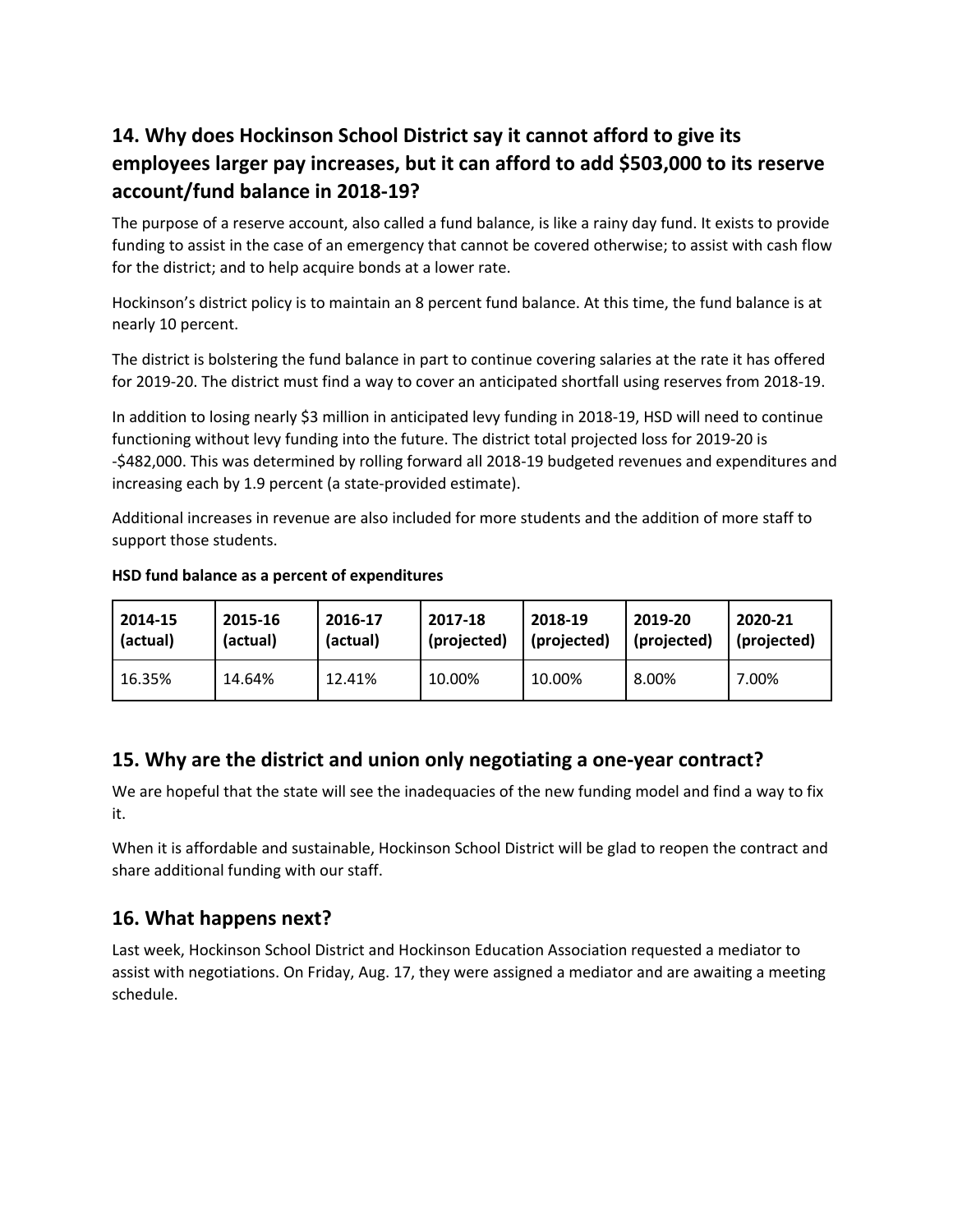## 14. Why does Hockinson School District say it cannot afford to give its employees larger pay increases, but it can afford to add $503,000 to its reserve account/fund balance in 2018-19?

The purpose of a reserve account, also called a fund balance, is like a rainy day fund. It exists to provide funding to assist in the case of an emergency that cannot be covered otherwise; to assist with cash flow for the district; and to help acquire bonds at a lower rate.

Hockinson's district policy is to maintain an 8 percent fund balance. At this time, the fund balance is at nearly 10 percent.

The district is bolstering the fund balance in part to continue covering salaries at the rate it has offered for 2019-20. The district must find a way to cover an anticipated shortfall using reserves from 2018-19.

In addition to losing nearly $3 million in anticipated levy funding in 2018-19, HSD will need to continue functioning without levy funding into the future. The district total projected loss for 2019-20 is -$482,000. This was determined by rolling forward all 2018-19 budgeted revenues and expenditures and increasing each by 1.9 percent (a state-provided estimate).

Additional increases in revenue are also included for more students and the addition of more staff to support those students.

**HSD fund balance as a percent of expenditures**

| 2014-15 (actual) | 2015-16 (actual) | 2016-17 (actual) | 2017-18 (projected) | 2018-19 (projected) | 2019-20 (projected) | 2020-21 (projected) |
|---|---|---|---|---|---|---|
| 16.35% | 14.64% | 12.41% | 10.00% | 10.00% | 8.00% | 7.00% |

## 15. Why are the district and union only negotiating a one-year contract?

We are hopeful that the state will see the inadequacies of the new funding model and find a way to fix it.

When it is affordable and sustainable, Hockinson School District will be glad to reopen the contract and share additional funding with our staff.

## 16. What happens next?

Last week, Hockinson School District and Hockinson Education Association requested a mediator to assist with negotiations. On Friday, Aug. 17, they were assigned a mediator and are awaiting a meeting schedule.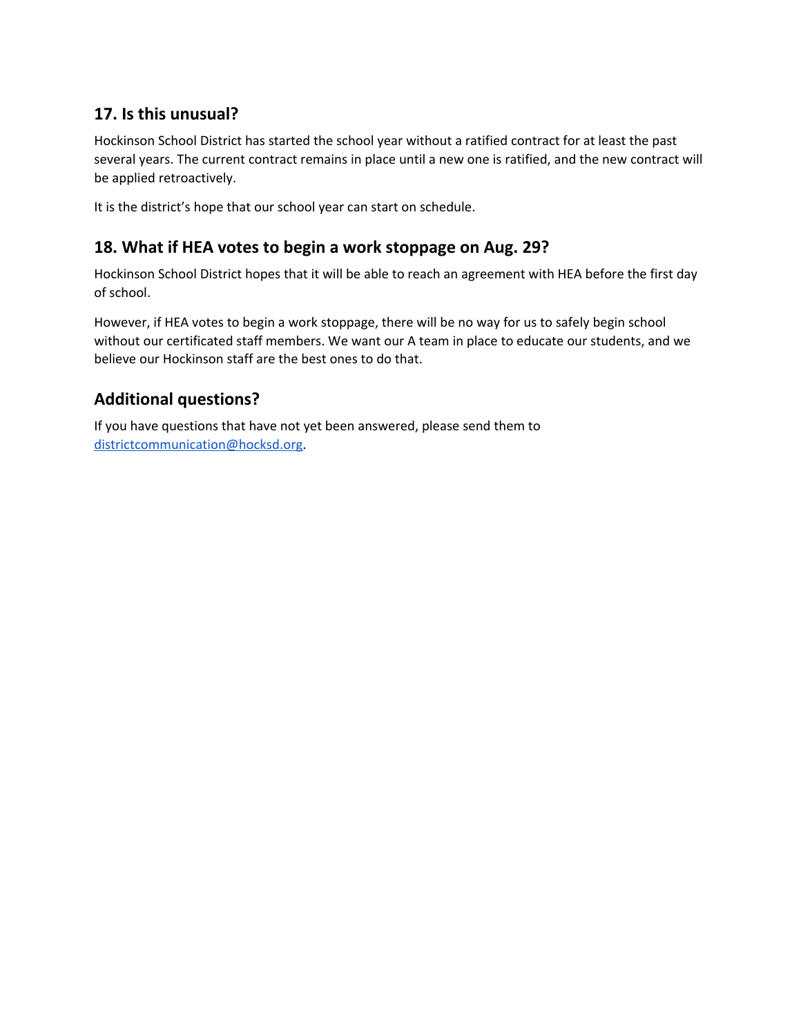## 17. Is this unusual?

Hockinson School District has started the school year without a ratified contract for at least the past several years. The current contract remains in place until a new one is ratified, and the new contract will be applied retroactively.

It is the district's hope that our school year can start on schedule.

## 18. What if HEA votes to begin a work stoppage on Aug. 29?

Hockinson School District hopes that it will be able to reach an agreement with HEA before the first day of school.

However, if HEA votes to begin a work stoppage, there will be no way for us to safely begin school without our certificated staff members. We want our A team in place to educate our students, and we believe our Hockinson staff are the best ones to do that.

## Additional questions?

If you have questions that have not yet been answered, please send them to [districtcommunication@hocksd.org](mailto:districtcommunication@hocksd.org).